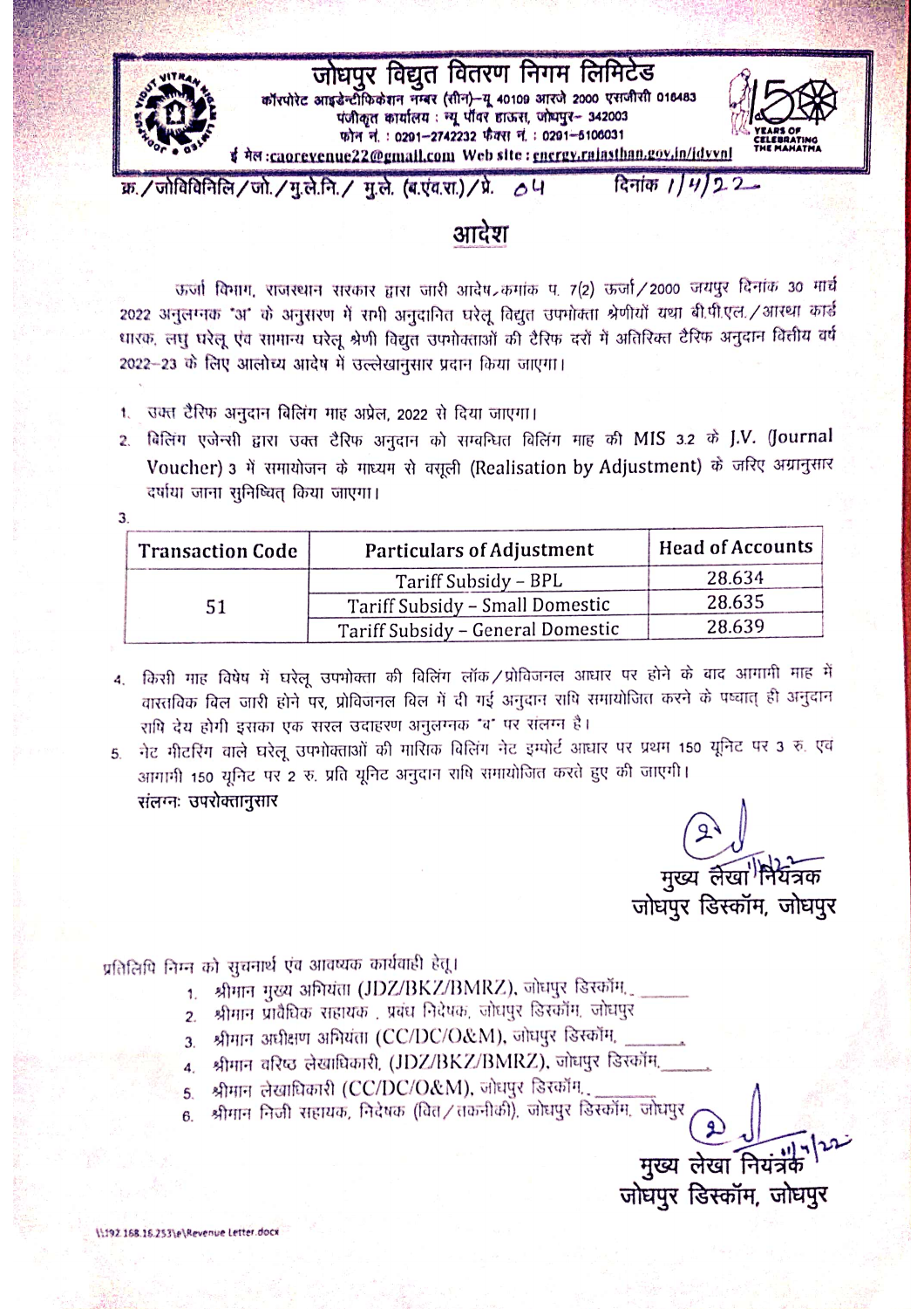# जोधपुर विद्युत वितरण निगम लिमिटेड

कॉरपोरेट आइडेन्टीफिकेशन नम्बर (सीन)–यू 40109 आरजे 2000 एसजीसी 016483
पंजीकृत कार्यालय : न्यू पॉवर हाऊस, जोधपुर– 342003
फोन नं. : 0291–2742232 फैक्स नं. : 0291–5106031
ई मेल : caorevenue22@gmail.com Web site : energy.rajasthan.gov.in/jdvvnl

क्र./जोविविनिलि/जो./मु.ले.नि./ मु.ले. (ब.एंव.रा.)/प्र. 04 दिनांक 1/4/22

## आदेश

ऊर्जा विभाग, राजस्थान सरकार द्वारा जारी आदेश क्रमांक प. 7(2) ऊर्जा/2000 जयपुर दिनांक 30 मार्च 2022 अनुलग्नक "अ" के अनुसरण में सभी अनुदानित घरेलू विद्युत उपभोक्ता श्रेणीयों यथा बी.पी.एल./आस्था कार्ड धारक, लघु घरेलू एंव सामान्य घरेलू श्रेणी विद्युत उपभोक्ताओं की टैरिफ दरों में अतिरिक्त टैरिफ अनुदान वित्तीय वर्ष 2022–23 के लिए आलोच्य आदेश में उल्लेखानुसार प्रदान किया जाएगा।

1. उक्त टैरिफ अनुदान बिलिंग माह अप्रेल, 2022 से दिया जाएगा।
2. बिलिंग एजेन्सी द्वारा उक्त टैरिफ अनुदान को सम्बन्धित बिलिंग माह की MIS 3.2 के J.V. (Journal Voucher) 3 में समायोजन के माध्यम से वसूली (Realisation by Adjustment) के जरिए अग्रानुसार दर्षाया जाना सुनिष्चित् किया जाएगा।
3.

| Transaction Code | Particulars of Adjustment | Head of Accounts |
|---|---|---|
| 51 | Tariff Subsidy – BPL | 28.634 |
| | Tariff Subsidy – Small Domestic | 28.635 |
| | Tariff Subsidy – General Domestic | 28.639 |

4. किसी माह विषेष में घरेलू उपभोक्ता की बिलिंग लॉक/प्रोविजनल आधार पर होने के बाद आगामी माह में वास्तविक बिल जारी होने पर, प्रोविजनल बिल में दी गई अनुदान राषि समायोजित करने के पष्चात् ही अनुदान राषि देय होगी इसका एक सरल उदाहरण अनुलग्नक "ब" पर संलग्न है।
5. नेट मीटरिंग वाले घरेलू उपभोक्ताओं की मासिक बिलिंग नेट इम्पोर्ट आधार पर प्रथम 150 यूनिट पर 3 रु. एंव आगामी 150 यूनिट पर 2 रु. प्रति यूनिट अनुदान राषि समायोजित करते हुए की जाएगी।

संलग्नः उपरोक्तानुसार

मुख्य लेखा नियंत्रक
जोधपुर डिस्कॉम, जोधपुर

प्रतिलिपि निम्न को सुचनार्थ एंव आवष्यक कार्यवाही हेतु।

1. श्रीमान मुख्य अभियंता (JDZ/BKZ/BMRZ), जोधपुर डिस्कॉम, ______
2. श्रीमान प्रावैधिक सहायक , प्रबंध निदेषक, जोधपुर डिस्कॉम, जोधपुर
3. श्रीमान अधीक्षण अभियंता (CC/DC/O&M), जोधपुर डिस्कॉम, ______
4. श्रीमान वरिष्ठ लेखाधिकारी, (JDZ/BKZ/BMRZ), जोधपुर डिस्कॉम, ______
5. श्रीमान लेखाधिकारी (CC/DC/O&M), जोधपुर डिस्कॉम, ______
6. श्रीमान निजी सहायक, निदेषक (वित/तकनीकी), जोधपुर डिस्कॉम, जोधपुर

मुख्य लेखा नियंत्रक
जोधपुर डिस्कॉम, जोधपुर

\\192.168.16.253\e\Revenue Letter.docx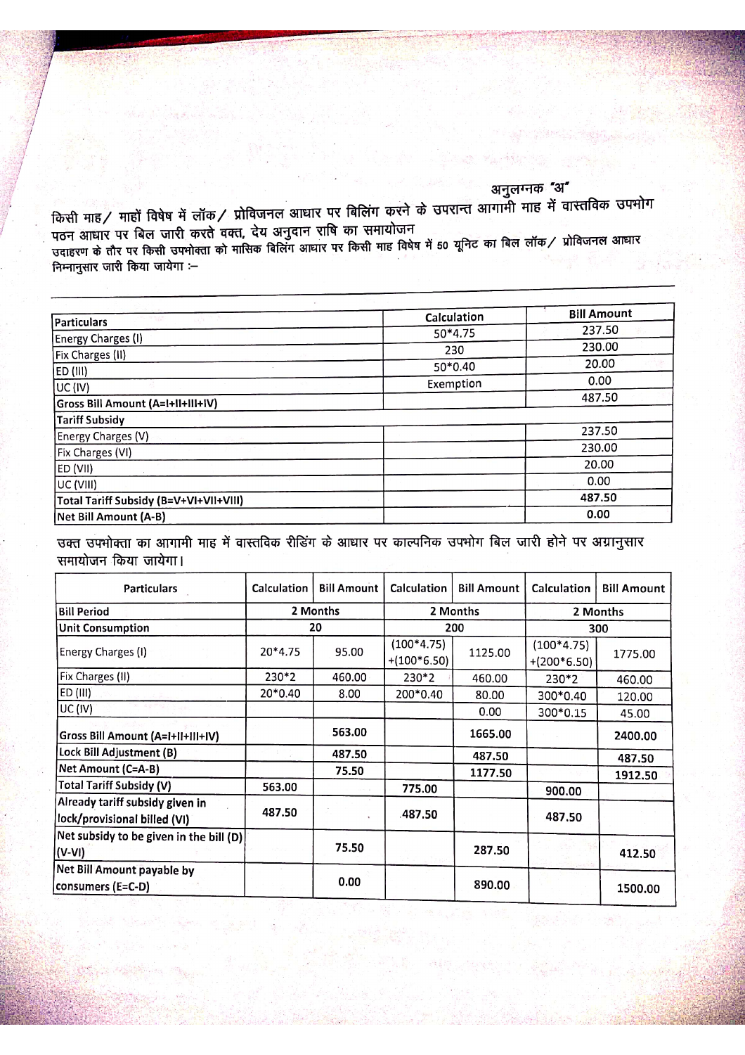अनुलग्नक "अ"

किसी माह/ माहों विषेष में लॉक/ प्रोविजनल आधार पर बिलिंग करने के उपरान्त आगामी माह में वास्तविक उपभोग पठन आधार पर बिल जारी करते वक्त, देय अनुदान राषि का समायोजन

उदाहरण के तौर पर किसी उपभोक्ता को मासिक बिलिंग आधार पर किसी माह विषेष में 50 यूनिट का बिल लॉक/ प्रोविजनल आधार निम्नानुसार जारी किया जायेगा :–

| Particulars | Calculation | Bill Amount |
|---|---|---|
| Energy Charges (I) | 50*4.75 | 237.50 |
| Fix Charges (II) | 230 | 230.00 |
| ED (III) | 50*0.40 | 20.00 |
| UC (IV) | Exemption | 0.00 |
| **Gross Bill Amount (A=I+II+III+IV)** | | 487.50 |
| **Tariff Subsidy** | | |
| Energy Charges (V) | | 237.50 |
| Fix Charges (VI) | | 230.00 |
| ED (VII) | | 20.00 |
| UC (VIII) | | 0.00 |
| **Total Tariff Subsidy (B=V+VI+VII+VIII)** | | 487.50 |
| **Net Bill Amount (A-B)** | | 0.00 |

उक्त उपभोक्ता का आगामी माह में वास्तविक रीडिंग के आधार पर काल्पनिक उपभोग बिल जारी होने पर अग्रानुसार समायोजन किया जायेगा।

| Particulars | Calculation | Bill Amount | Calculation | Bill Amount | Calculation | Bill Amount |
|---|---|---|---|---|---|---|
| **Bill Period** | 2 Months | | 2 Months | | 2 Months | |
| **Unit Consumption** | 20 | | 200 | | 300 | |
| Energy Charges (I) | 20*4.75 | 95.00 | (100*4.75) +(100*6.50) | 1125.00 | (100*4.75) +(200*6.50) | 1775.00 |
| Fix Charges (II) | 230*2 | 460.00 | 230*2 | 460.00 | 230*2 | 460.00 |
| ED (III) | 20*0.40 | 8.00 | 200*0.40 | 80.00 | 300*0.40 | 120.00 |
| UC (IV) | | | | 0.00 | 300*0.15 | 45.00 |
| **Gross Bill Amount (A=I+II+III+IV)** | | 563.00 | | 1665.00 | | 2400.00 |
| **Lock Bill Adjustment (B)** | | 487.50 | | 487.50 | | 487.50 |
| **Net Amount (C=A-B)** | | 75.50 | | 1177.50 | | 1912.50 |
| **Total Tariff Subsidy (V)** | 563.00 | | 775.00 | | 900.00 | |
| **Already tariff subsidy given in lock/provisional billed (VI)** | 487.50 | | 487.50 | | 487.50 | |
| **Net subsidy to be given in the bill (D) (V-VI)** | | 75.50 | | 287.50 | | 412.50 |
| **Net Bill Amount payable by consumers (E=C-D)** | | 0.00 | | 890.00 | | 1500.00 |